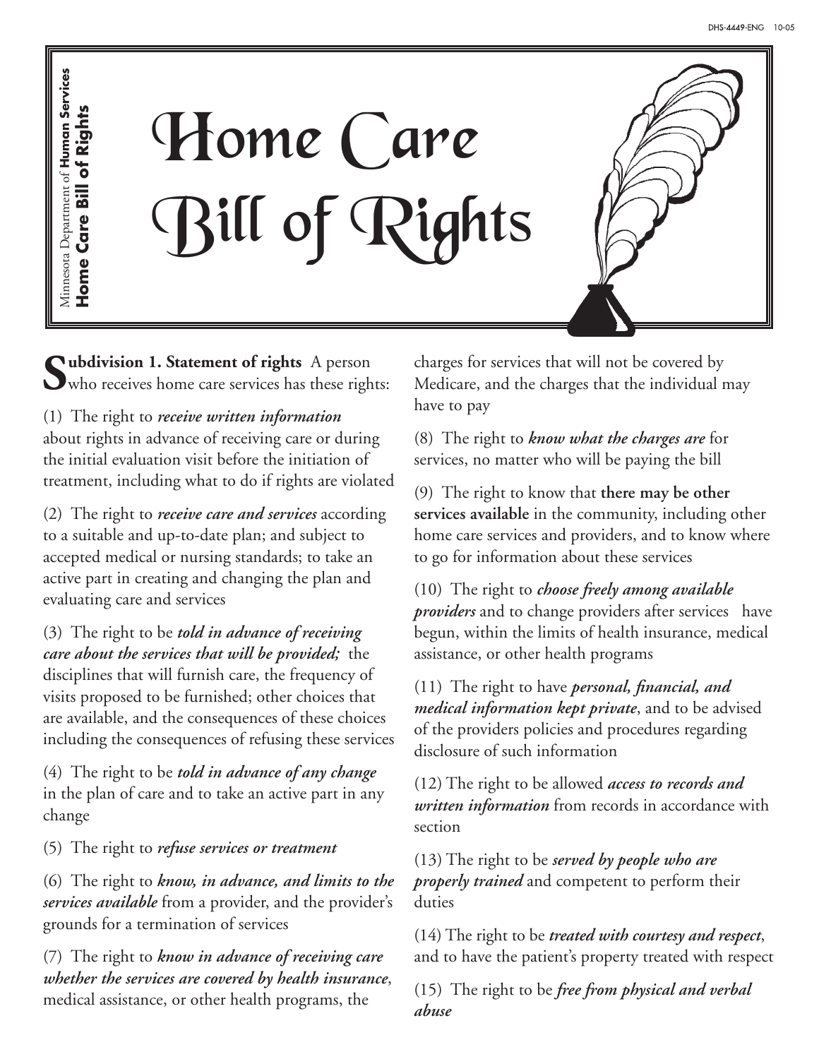Minnesota Department of **Human Services**
**Home Care Bill of Rights**

# Home Care Bill of Rights

**Subdivision 1. Statement of rights** A person who receives home care services has these rights:

(1) The right to ***receive written information*** about rights in advance of receiving care or during the initial evaluation visit before the initiation of treatment, including what to do if rights are violated

(2) The right to ***receive care and services*** according to a suitable and up-to-date plan; and subject to accepted medical or nursing standards; to take an active part in creating and changing the plan and evaluating care and services

(3) The right to be ***told in advance of receiving care about the services that will be provided;*** the disciplines that will furnish care, the frequency of visits proposed to be furnished; other choices that are available, and the consequences of these choices including the consequences of refusing these services

(4) The right to be ***told in advance of any change*** in the plan of care and to take an active part in any change

(5) The right to ***refuse services or treatment***

(6) The right to ***know, in advance, and limits to the services available*** from a provider, and the provider's grounds for a termination of services

(7) The right to ***know in advance of receiving care whether the services are covered by health insurance***, medical assistance, or other health programs, the charges for services that will not be covered by Medicare, and the charges that the individual may have to pay

(8) The right to ***know what the charges are*** for services, no matter who will be paying the bill

(9) The right to know that **there may be other services available** in the community, including other home care services and providers, and to know where to go for information about these services

(10) The right to ***choose freely among available providers*** and to change providers after services have begun, within the limits of health insurance, medical assistance, or other health programs

(11) The right to have ***personal, financial, and medical information kept private***, and to be advised of the providers policies and procedures regarding disclosure of such information

(12) The right to be allowed ***access to records and written information*** from records in accordance with section

(13) The right to be ***served by people who are properly trained*** and competent to perform their duties

(14) The right to be ***treated with courtesy and respect***, and to have the patient's property treated with respect

(15) The right to be ***free from physical and verbal abuse***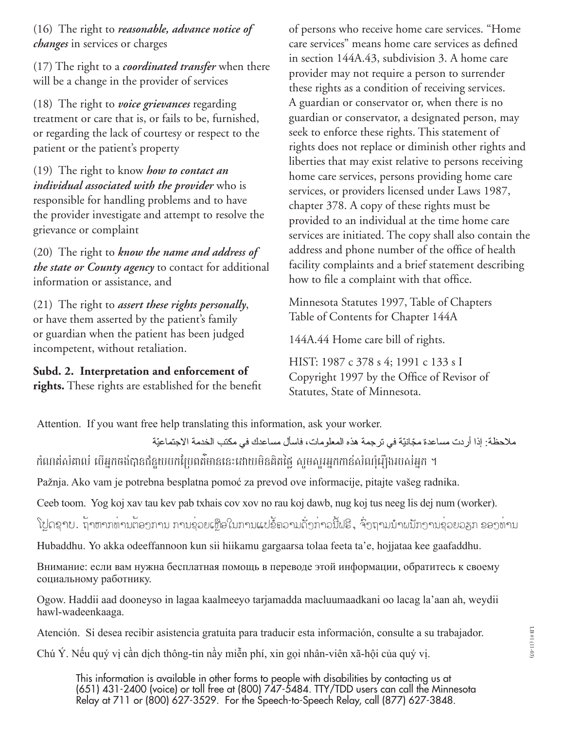(16) The right to *reasonable, advance notice of changes* in services or charges

(17) The right to a *coordinated transfer* when there will be a change in the provider of services

(18) The right to *voice grievances* regarding treatment or care that is, or fails to be, furnished, or regarding the lack of courtesy or respect to the patient or the patient's property

(19) The right to know *how to contact an individual associated with the provider* who is responsible for handling problems and to have the provider investigate and attempt to resolve the grievance or complaint

(20) The right to *know the name and address of the state or County agency* to contact for additional information or assistance, and

(21) The right to *assert these rights personally*, or have them asserted by the patient's family or guardian when the patient has been judged incompetent, without retaliation.

**Subd. 2. Interpretation and enforcement of rights.** These rights are established for the benefit of persons who receive home care services. "Home care services" means home care services as defined in section 144A.43, subdivision 3. A home care provider may not require a person to surrender these rights as a condition of receiving services. A guardian or conservator or, when there is no guardian or conservator, a designated person, may seek to enforce these rights. This statement of rights does not replace or diminish other rights and liberties that may exist relative to persons receiving home care services, persons providing home care services, or providers licensed under Laws 1987, chapter 378. A copy of these rights must be provided to an individual at the time home care services are initiated. The copy shall also contain the address and phone number of the office of health facility complaints and a brief statement describing how to file a complaint with that office.

Minnesota Statutes 1997, Table of Chapters
Table of Contents for Chapter 144A

144A.44 Home care bill of rights.

HIST: 1987 c 378 s 4; 1991 c 133 s I
Copyright 1997 by the Office of Revisor of Statutes, State of Minnesota.

Attention. If you want free help translating this information, ask your worker.

ملاحظة: إذا أردت مساعدة مجّانيّة في ترجمة هذه المعلومات، فاسأل مساعدك في مكتب الخدمة الاجتماعيّة

កំណត់សំគាល់ បើអ្នកចង់បានជំនួយបកប្រែពត៌មាននេះដោយមិនគិតថ្លៃ សូមសួរអ្នកកាន់សំណុំរឿងរបស់អ្នក ។

Pažnja. Ako vam je potrebna besplatna pomoć za prevod ove informacije, pitajte vašeg radnika.

Ceeb toom. Yog koj xav tau kev pab txhais cov xov no rau koj dawb, nug koj tus neeg lis dej num (worker).

ໂປດຊາບ. ຖ້າຫາກທ່ານຕ້ອງການ ການຊ່ວຍເຫຼືອໃນການແປຂໍ້ຄວາມດັ່ງກ່າວນີ້ຟຣີ, ຈົ່ງຖາມນຳພນັກງານຊ່ວຍອຸດ ຂອງທ່ານ

Hubaddhu. Yo akka odeeffannoon kun sii hiikamu gargaarsa tolaa feeta ta'e, hojjataa kee gaafaddhu.

Внимание: если вам нужна бесплатная помощь в переводе этой информации, обратитесь к своему социальному работнику.

Ogow. Haddii aad dooneyso in lagaa kaalmeeyo tarjamadda macluumaadkani oo lacag la'aan ah, weydii hawl-wadeenkaaga.

Atención. Si desea recibir asistencia gratuita para traducir esta información, consulte a su trabajador.

Chú Ý. Nếu quý vị cần dịch thông-tin nầy miễn phí, xin gọi nhân-viên xã-hội của quý vị.

This information is available in other forms to people with disabilities by contacting us at (651) 431-2400 (voice) or toll free at (800) 747-5484. TTY/TDD users can call the Minnesota Relay at 711 or (800) 627-3529. For the Speech-to-Speech Relay, call (877) 627-3848.

LB #1 (11-03)